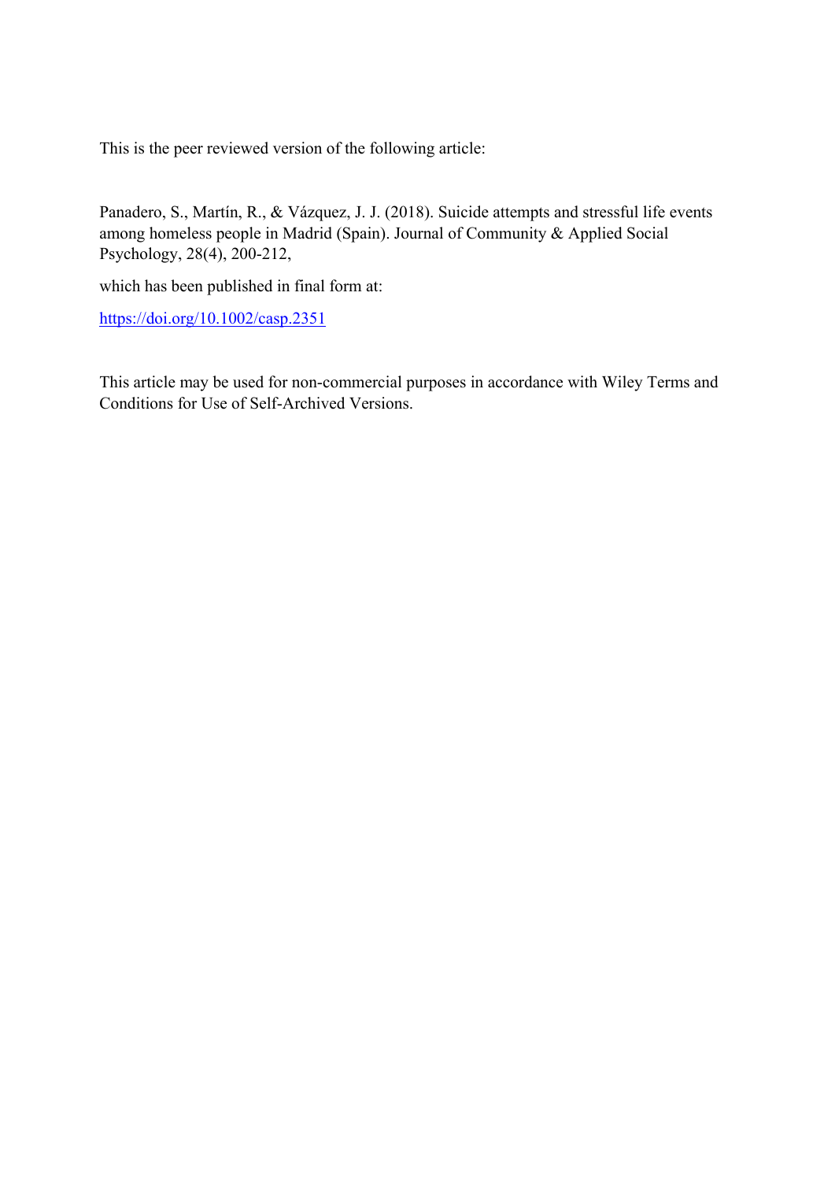This is the peer reviewed version of the following article:

Panadero, S., Martín, R., & Vázquez, J. J. (2018). Suicide attempts and stressful life events among homeless people in Madrid (Spain). Journal of Community & Applied Social Psychology, 28(4), 200-212,

which has been published in final form at:

https://doi.org/10.1002/casp.2351

This article may be used for non-commercial purposes in accordance with Wiley Terms and Conditions for Use of Self-Archived Versions.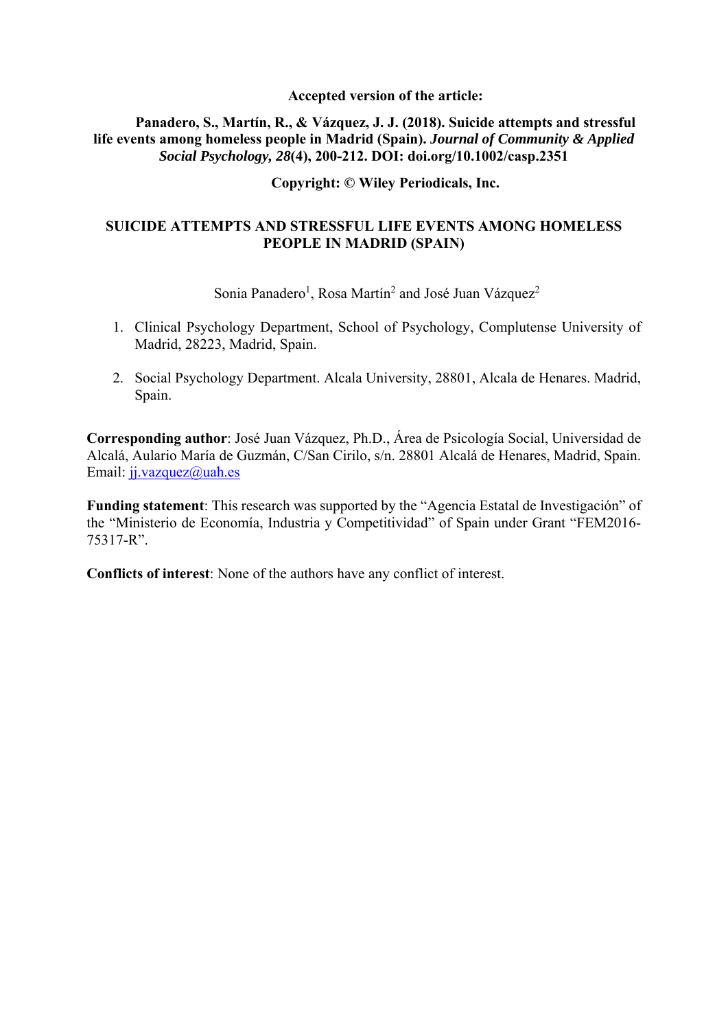**Accepted version of the article:**

**Panadero, S., Martín, R., & Vázquez, J. J. (2018). Suicide attempts and stressful life events among homeless people in Madrid (Spain).** ***Journal of Community & Applied Social Psychology, 28*****(4), 200-212. DOI: doi.org/10.1002/casp.2351**

**Copyright: © Wiley Periodicals, Inc.**

# SUICIDE ATTEMPTS AND STRESSFUL LIFE EVENTS AMONG HOMELESS PEOPLE IN MADRID (SPAIN)

Sonia Panadero[1], Rosa Martín[2] and José Juan Vázquez[2]

1. Clinical Psychology Department, School of Psychology, Complutense University of Madrid, 28223, Madrid, Spain.
2. Social Psychology Department. Alcala University, 28801, Alcala de Henares. Madrid, Spain.

**Corresponding author**: José Juan Vázquez, Ph.D., Área de Psicología Social, Universidad de Alcalá, Aulario María de Guzmán, C/San Cirilo, s/n. 28801 Alcalá de Henares, Madrid, Spain. Email: jj.vazquez@uah.es

**Funding statement**: This research was supported by the "Agencia Estatal de Investigación" of the "Ministerio de Economía, Industria y Competitividad" of Spain under Grant "FEM2016-75317-R".

**Conflicts of interest**: None of the authors have any conflict of interest.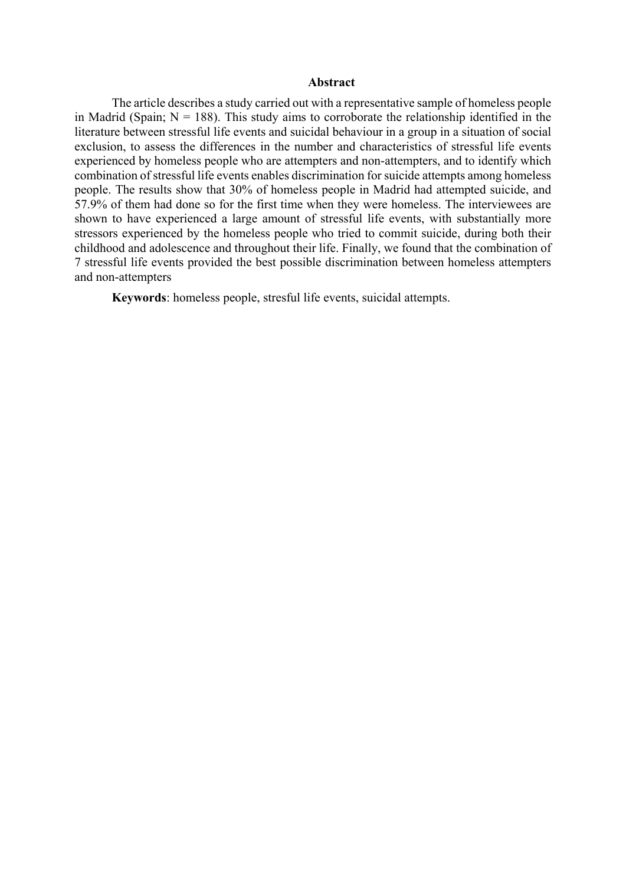## Abstract

The article describes a study carried out with a representative sample of homeless people in Madrid (Spain; N = 188). This study aims to corroborate the relationship identified in the literature between stressful life events and suicidal behaviour in a group in a situation of social exclusion, to assess the differences in the number and characteristics of stressful life events experienced by homeless people who are attempters and non-attempters, and to identify which combination of stressful life events enables discrimination for suicide attempts among homeless people. The results show that 30% of homeless people in Madrid had attempted suicide, and 57.9% of them had done so for the first time when they were homeless. The interviewees are shown to have experienced a large amount of stressful life events, with substantially more stressors experienced by the homeless people who tried to commit suicide, during both their childhood and adolescence and throughout their life. Finally, we found that the combination of 7 stressful life events provided the best possible discrimination between homeless attempters and non-attempters

**Keywords**: homeless people, stresful life events, suicidal attempts.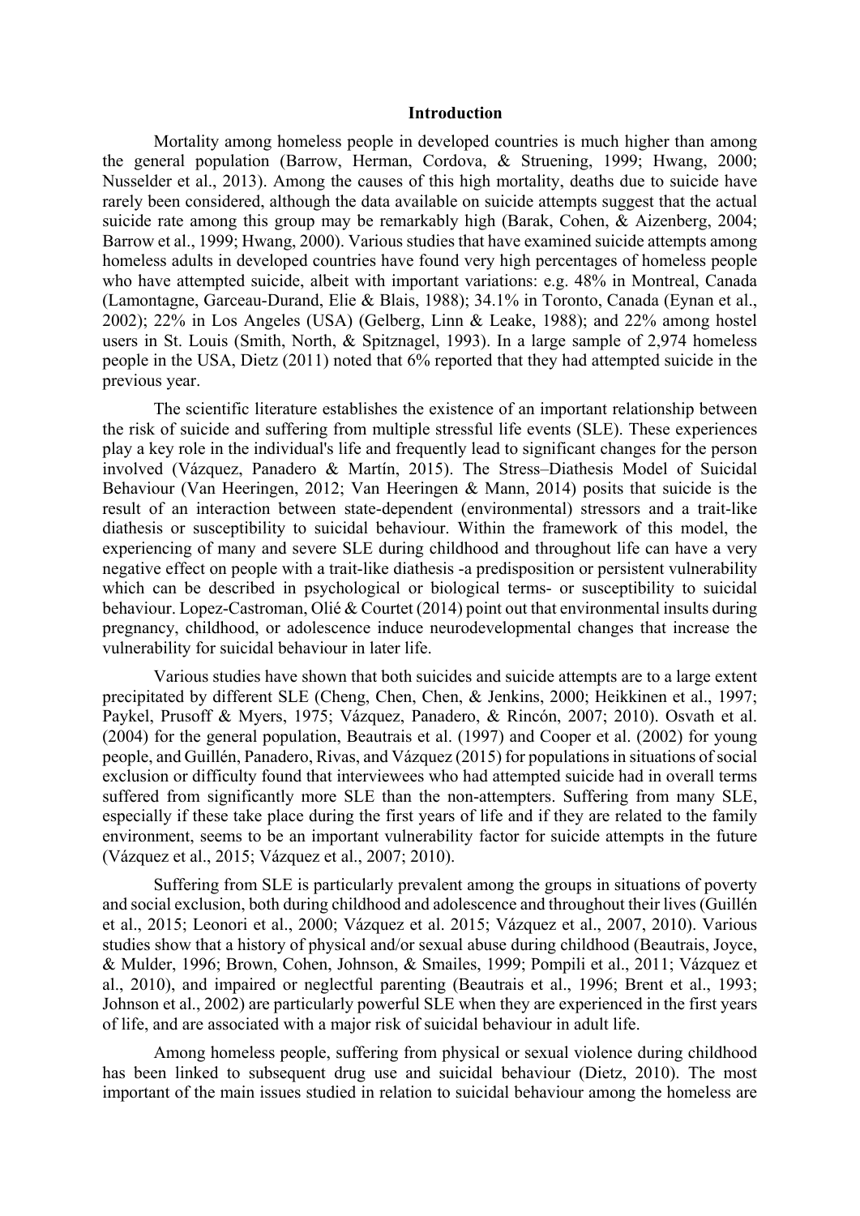## Introduction

Mortality among homeless people in developed countries is much higher than among the general population (Barrow, Herman, Cordova, & Struening, 1999; Hwang, 2000; Nusselder et al., 2013). Among the causes of this high mortality, deaths due to suicide have rarely been considered, although the data available on suicide attempts suggest that the actual suicide rate among this group may be remarkably high (Barak, Cohen, & Aizenberg, 2004; Barrow et al., 1999; Hwang, 2000). Various studies that have examined suicide attempts among homeless adults in developed countries have found very high percentages of homeless people who have attempted suicide, albeit with important variations: e.g. 48% in Montreal, Canada (Lamontagne, Garceau-Durand, Elie & Blais, 1988); 34.1% in Toronto, Canada (Eynan et al., 2002); 22% in Los Angeles (USA) (Gelberg, Linn & Leake, 1988); and 22% among hostel users in St. Louis (Smith, North, & Spitznagel, 1993). In a large sample of 2,974 homeless people in the USA, Dietz (2011) noted that 6% reported that they had attempted suicide in the previous year.

The scientific literature establishes the existence of an important relationship between the risk of suicide and suffering from multiple stressful life events (SLE). These experiences play a key role in the individual's life and frequently lead to significant changes for the person involved (Vázquez, Panadero & Martín, 2015). The Stress–Diathesis Model of Suicidal Behaviour (Van Heeringen, 2012; Van Heeringen & Mann, 2014) posits that suicide is the result of an interaction between state-dependent (environmental) stressors and a trait-like diathesis or susceptibility to suicidal behaviour. Within the framework of this model, the experiencing of many and severe SLE during childhood and throughout life can have a very negative effect on people with a trait-like diathesis -a predisposition or persistent vulnerability which can be described in psychological or biological terms- or susceptibility to suicidal behaviour. Lopez-Castroman, Olié & Courtet (2014) point out that environmental insults during pregnancy, childhood, or adolescence induce neurodevelopmental changes that increase the vulnerability for suicidal behaviour in later life.

Various studies have shown that both suicides and suicide attempts are to a large extent precipitated by different SLE (Cheng, Chen, Chen, & Jenkins, 2000; Heikkinen et al., 1997; Paykel, Prusoff & Myers, 1975; Vázquez, Panadero, & Rincón, 2007; 2010). Osvath et al. (2004) for the general population, Beautrais et al. (1997) and Cooper et al. (2002) for young people, and Guillén, Panadero, Rivas, and Vázquez (2015) for populations in situations of social exclusion or difficulty found that interviewees who had attempted suicide had in overall terms suffered from significantly more SLE than the non-attempters. Suffering from many SLE, especially if these take place during the first years of life and if they are related to the family environment, seems to be an important vulnerability factor for suicide attempts in the future (Vázquez et al., 2015; Vázquez et al., 2007; 2010).

Suffering from SLE is particularly prevalent among the groups in situations of poverty and social exclusion, both during childhood and adolescence and throughout their lives (Guillén et al., 2015; Leonori et al., 2000; Vázquez et al. 2015; Vázquez et al., 2007, 2010). Various studies show that a history of physical and/or sexual abuse during childhood (Beautrais, Joyce, & Mulder, 1996; Brown, Cohen, Johnson, & Smailes, 1999; Pompili et al., 2011; Vázquez et al., 2010), and impaired or neglectful parenting (Beautrais et al., 1996; Brent et al., 1993; Johnson et al., 2002) are particularly powerful SLE when they are experienced in the first years of life, and are associated with a major risk of suicidal behaviour in adult life.

Among homeless people, suffering from physical or sexual violence during childhood has been linked to subsequent drug use and suicidal behaviour (Dietz, 2010). The most important of the main issues studied in relation to suicidal behaviour among the homeless are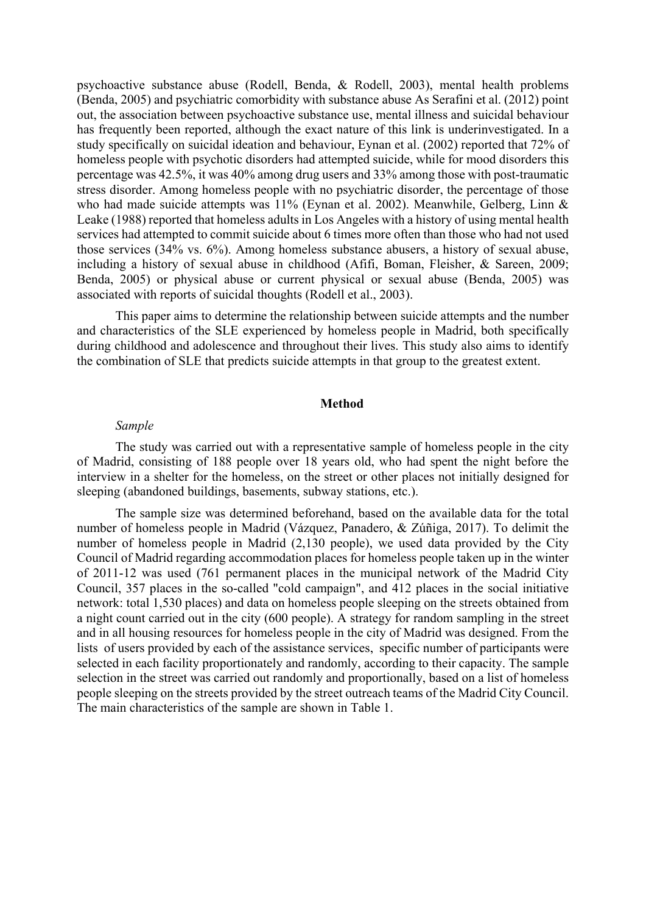psychoactive substance abuse (Rodell, Benda, & Rodell, 2003), mental health problems (Benda, 2005) and psychiatric comorbidity with substance abuse As Serafini et al. (2012) point out, the association between psychoactive substance use, mental illness and suicidal behaviour has frequently been reported, although the exact nature of this link is underinvestigated. In a study specifically on suicidal ideation and behaviour, Eynan et al. (2002) reported that 72% of homeless people with psychotic disorders had attempted suicide, while for mood disorders this percentage was 42.5%, it was 40% among drug users and 33% among those with post-traumatic stress disorder. Among homeless people with no psychiatric disorder, the percentage of those who had made suicide attempts was 11% (Eynan et al. 2002). Meanwhile, Gelberg, Linn & Leake (1988) reported that homeless adults in Los Angeles with a history of using mental health services had attempted to commit suicide about 6 times more often than those who had not used those services (34% vs. 6%). Among homeless substance abusers, a history of sexual abuse, including a history of sexual abuse in childhood (Afifi, Boman, Fleisher, & Sareen, 2009; Benda, 2005) or physical abuse or current physical or sexual abuse (Benda, 2005) was associated with reports of suicidal thoughts (Rodell et al., 2003).

This paper aims to determine the relationship between suicide attempts and the number and characteristics of the SLE experienced by homeless people in Madrid, both specifically during childhood and adolescence and throughout their lives. This study also aims to identify the combination of SLE that predicts suicide attempts in that group to the greatest extent.

## Method

*Sample*

The study was carried out with a representative sample of homeless people in the city of Madrid, consisting of 188 people over 18 years old, who had spent the night before the interview in a shelter for the homeless, on the street or other places not initially designed for sleeping (abandoned buildings, basements, subway stations, etc.).

The sample size was determined beforehand, based on the available data for the total number of homeless people in Madrid (Vázquez, Panadero, & Zúñiga, 2017). To delimit the number of homeless people in Madrid (2,130 people), we used data provided by the City Council of Madrid regarding accommodation places for homeless people taken up in the winter of 2011-12 was used (761 permanent places in the municipal network of the Madrid City Council, 357 places in the so-called "cold campaign", and 412 places in the social initiative network: total 1,530 places) and data on homeless people sleeping on the streets obtained from a night count carried out in the city (600 people). A strategy for random sampling in the street and in all housing resources for homeless people in the city of Madrid was designed. From the lists of users provided by each of the assistance services, specific number of participants were selected in each facility proportionately and randomly, according to their capacity. The sample selection in the street was carried out randomly and proportionally, based on a list of homeless people sleeping on the streets provided by the street outreach teams of the Madrid City Council. The main characteristics of the sample are shown in Table 1.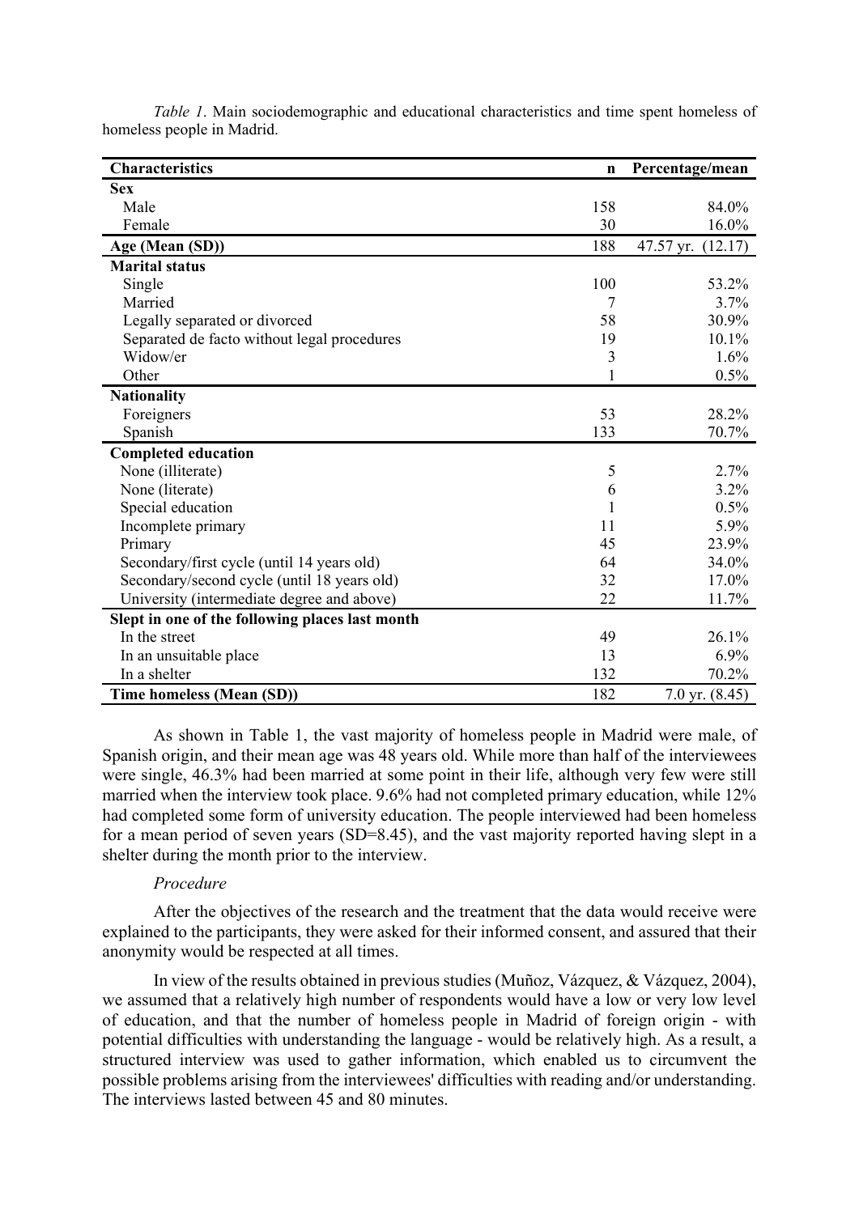*Table 1*. Main sociodemographic and educational characteristics and time spent homeless of homeless people in Madrid.

| Characteristics | n | Percentage/mean |
|---|---|---|
| **Sex** | | |
| Male | 158 | 84.0% |
| Female | 30 | 16.0% |
| **Age (Mean (SD))** | 188 | 47.57 yr. (12.17) |
| **Marital status** | | |
| Single | 100 | 53.2% |
| Married | 7 | 3.7% |
| Legally separated or divorced | 58 | 30.9% |
| Separated de facto without legal procedures | 19 | 10.1% |
| Widow/er | 3 | 1.6% |
| Other | 1 | 0.5% |
| **Nationality** | | |
| Foreigners | 53 | 28.2% |
| Spanish | 133 | 70.7% |
| **Completed education** | | |
| None (illiterate) | 5 | 2.7% |
| None (literate) | 6 | 3.2% |
| Special education | 1 | 0.5% |
| Incomplete primary | 11 | 5.9% |
| Primary | 45 | 23.9% |
| Secondary/first cycle (until 14 years old) | 64 | 34.0% |
| Secondary/second cycle (until 18 years old) | 32 | 17.0% |
| University (intermediate degree and above) | 22 | 11.7% |
| **Slept in one of the following places last month** | | |
| In the street | 49 | 26.1% |
| In an unsuitable place | 13 | 6.9% |
| In a shelter | 132 | 70.2% |
| **Time homeless (Mean (SD))** | 182 | 7.0 yr. (8.45) |

As shown in Table 1, the vast majority of homeless people in Madrid were male, of Spanish origin, and their mean age was 48 years old. While more than half of the interviewees were single, 46.3% had been married at some point in their life, although very few were still married when the interview took place. 9.6% had not completed primary education, while 12% had completed some form of university education. The people interviewed had been homeless for a mean period of seven years (SD=8.45), and the vast majority reported having slept in a shelter during the month prior to the interview.

*Procedure*

After the objectives of the research and the treatment that the data would receive were explained to the participants, they were asked for their informed consent, and assured that their anonymity would be respected at all times.

In view of the results obtained in previous studies (Muñoz, Vázquez, & Vázquez, 2004), we assumed that a relatively high number of respondents would have a low or very low level of education, and that the number of homeless people in Madrid of foreign origin - with potential difficulties with understanding the language - would be relatively high. As a result, a structured interview was used to gather information, which enabled us to circumvent the possible problems arising from the interviewees' difficulties with reading and/or understanding. The interviews lasted between 45 and 80 minutes.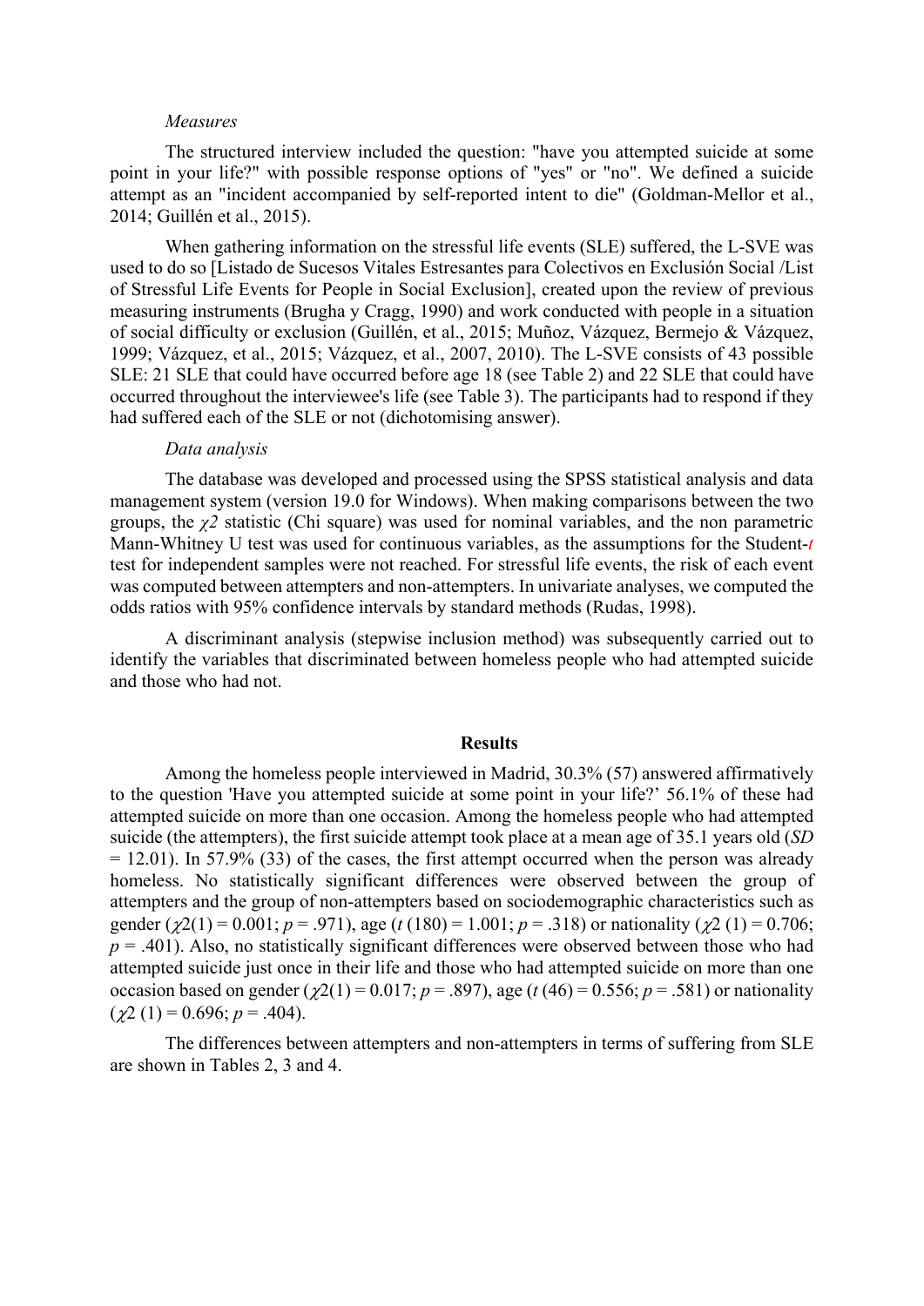### *Measures*

The structured interview included the question: "have you attempted suicide at some point in your life?" with possible response options of "yes" or "no". We defined a suicide attempt as an "incident accompanied by self-reported intent to die" (Goldman-Mellor et al., 2014; Guillén et al., 2015).

When gathering information on the stressful life events (SLE) suffered, the L-SVE was used to do so [Listado de Sucesos Vitales Estresantes para Colectivos en Exclusión Social /List of Stressful Life Events for People in Social Exclusion], created upon the review of previous measuring instruments (Brugha y Cragg, 1990) and work conducted with people in a situation of social difficulty or exclusion (Guillén, et al., 2015; Muñoz, Vázquez, Bermejo & Vázquez, 1999; Vázquez, et al., 2015; Vázquez, et al., 2007, 2010). The L-SVE consists of 43 possible SLE: 21 SLE that could have occurred before age 18 (see Table 2) and 22 SLE that could have occurred throughout the interviewee's life (see Table 3). The participants had to respond if they had suffered each of the SLE or not (dichotomising answer).

### *Data analysis*

The database was developed and processed using the SPSS statistical analysis and data management system (version 19.0 for Windows). When making comparisons between the two groups, the $\chi 2$ statistic (Chi square) was used for nominal variables, and the non parametric Mann-Whitney U test was used for continuous variables, as the assumptions for the Student-*t* test for independent samples were not reached. For stressful life events, the risk of each event was computed between attempters and non-attempters. In univariate analyses, we computed the odds ratios with 95% confidence intervals by standard methods (Rudas, 1998).

A discriminant analysis (stepwise inclusion method) was subsequently carried out to identify the variables that discriminated between homeless people who had attempted suicide and those who had not.

## Results

Among the homeless people interviewed in Madrid, 30.3% (57) answered affirmatively to the question 'Have you attempted suicide at some point in your life?' 56.1% of these had attempted suicide on more than one occasion. Among the homeless people who had attempted suicide (the attempters), the first suicide attempt took place at a mean age of 35.1 years old ($SD = 12.01$). In 57.9% (33) of the cases, the first attempt occurred when the person was already homeless. No statistically significant differences were observed between the group of attempters and the group of non-attempters based on sociodemographic characteristics such as gender ($\chi 2(1) = 0.001$; $p = .971$), age ($t\ (180) = 1.001$; $p = .318$) or nationality ($\chi 2\ (1) = 0.706$; $p = .401$). Also, no statistically significant differences were observed between those who had attempted suicide just once in their life and those who had attempted suicide on more than one occasion based on gender ($\chi 2(1) = 0.017$; $p = .897$), age ($t\ (46) = 0.556$; $p = .581$) or nationality ($\chi 2\ (1) = 0.696$; $p = .404$).

The differences between attempters and non-attempters in terms of suffering from SLE are shown in Tables 2, 3 and 4.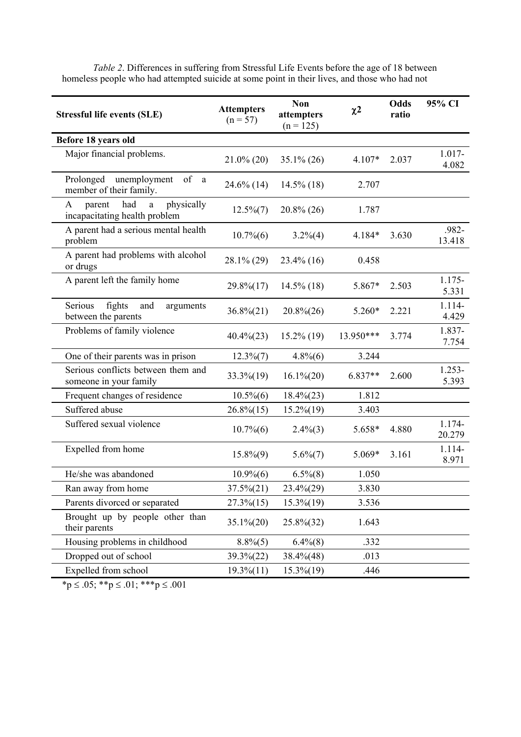*Table 2*. Differences in suffering from Stressful Life Events before the age of 18 between homeless people who had attempted suicide at some point in their lives, and those who had not

| Stressful life events (SLE) | Attempters (n = 57) | Non attempters (n = 125) | $\chi 2$ | Odds ratio | 95% CI |
|---|---|---|---|---|---|
| **Before 18 years old** | | | | | |
| Major financial problems. | 21.0% (20) | 35.1% (26) | 4.107* | 2.037 | 1.017-4.082 |
| Prolonged unemployment of a member of their family. | 24.6% (14) | 14.5% (18) | 2.707 | | |
| A parent had a physically incapacitating health problem | 12.5%(7) | 20.8% (26) | 1.787 | | |
| A parent had a serious mental health problem | 10.7%(6) | 3.2%(4) | 4.184* | 3.630 | .982-13.418 |
| A parent had problems with alcohol or drugs | 28.1% (29) | 23.4% (16) | 0.458 | | |
| A parent left the family home | 29.8%(17) | 14.5% (18) | 5.867* | 2.503 | 1.175-5.331 |
| Serious fights and arguments between the parents | 36.8%(21) | 20.8%(26) | 5.260* | 2.221 | 1.114-4.429 |
| Problems of family violence | 40.4%(23) | 15.2% (19) | 13.950*** | 3.774 | 1.837-7.754 |
| One of their parents was in prison | 12.3%(7) | 4.8%(6) | 3.244 | | |
| Serious conflicts between them and someone in your family | 33.3%(19) | 16.1%(20) | 6.837** | 2.600 | 1.253-5.393 |
| Frequent changes of residence | 10.5%(6) | 18.4%(23) | 1.812 | | |
| Suffered abuse | 26.8%(15) | 15.2%(19) | 3.403 | | |
| Suffered sexual violence | 10.7%(6) | 2.4%(3) | 5.658* | 4.880 | 1.174-20.279 |
| Expelled from home | 15.8%(9) | 5.6%(7) | 5.069* | 3.161 | 1.114-8.971 |
| He/she was abandoned | 10.9%(6) | 6.5%(8) | 1.050 | | |
| Ran away from home | 37.5%(21) | 23.4%(29) | 3.830 | | |
| Parents divorced or separated | 27.3%(15) | 15.3%(19) | 3.536 | | |
| Brought up by people other than their parents | 35.1%(20) | 25.8%(32) | 1.643 | | |
| Housing problems in childhood | 8.8%(5) | 6.4%(8) | .332 | | |
| Dropped out of school | 39.3%(22) | 38.4%(48) | .013 | | |
| Expelled from school | 19.3%(11) | 15.3%(19) | .446 | | |

$^{*}p \leq .05$; $^{**}p \leq .01$; $^{***}p \leq .001$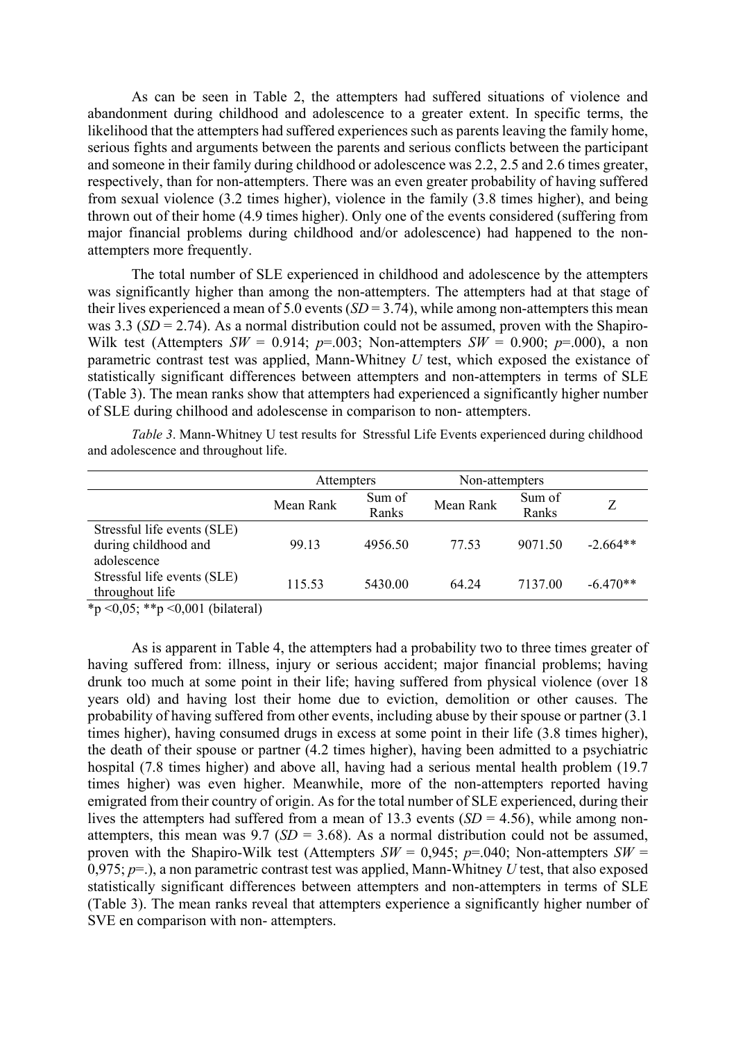As can be seen in Table 2, the attempters had suffered situations of violence and abandonment during childhood and adolescence to a greater extent. In specific terms, the likelihood that the attempters had suffered experiences such as parents leaving the family home, serious fights and arguments between the parents and serious conflicts between the participant and someone in their family during childhood or adolescence was 2.2, 2.5 and 2.6 times greater, respectively, than for non-attempters. There was an even greater probability of having suffered from sexual violence (3.2 times higher), violence in the family (3.8 times higher), and being thrown out of their home (4.9 times higher). Only one of the events considered (suffering from major financial problems during childhood and/or adolescence) had happened to the non-attempters more frequently.

The total number of SLE experienced in childhood and adolescence by the attempters was significantly higher than among the non-attempters. The attempters had at that stage of their lives experienced a mean of 5.0 events ($SD = 3.74$), while among non-attempters this mean was 3.3 ($SD = 2.74$). As a normal distribution could not be assumed, proven with the Shapiro-Wilk test (Attempters $SW = 0.914$; $p$=.003; Non-attempters $SW = 0.900$; $p$=.000), a non parametric contrast test was applied, Mann-Whitney $U$ test, which exposed the existance of statistically significant differences between attempters and non-attempters in terms of SLE (Table 3). The mean ranks show that attempters had experienced a significantly higher number of SLE during chilhood and adolescense in comparison to non- attempters.

*Table 3*. Mann-Whitney U test results for Stressful Life Events experienced during childhood and adolescence and throughout life.

| | Attempters | | Non-attempters | | |
|---|---|---|---|---|---|
| | Mean Rank | Sum of Ranks | Mean Rank | Sum of Ranks | Z |
| Stressful life events (SLE) during childhood and adolescence | 99.13 | 4956.50 | 77.53 | 9071.50 | -2.664** |
| Stressful life events (SLE) throughout life | 115.53 | 5430.00 | 64.24 | 7137.00 | -6.470** |

*p <0,05; **p <0,001 (bilateral)

As is apparent in Table 4, the attempters had a probability two to three times greater of having suffered from: illness, injury or serious accident; major financial problems; having drunk too much at some point in their life; having suffered from physical violence (over 18 years old) and having lost their home due to eviction, demolition or other causes. The probability of having suffered from other events, including abuse by their spouse or partner (3.1 times higher), having consumed drugs in excess at some point in their life (3.8 times higher), the death of their spouse or partner (4.2 times higher), having been admitted to a psychiatric hospital (7.8 times higher) and above all, having had a serious mental health problem (19.7 times higher) was even higher. Meanwhile, more of the non-attempters reported having emigrated from their country of origin. As for the total number of SLE experienced, during their lives the attempters had suffered from a mean of 13.3 events ($SD = 4.56$), while among non-attempters, this mean was 9.7 ($SD = 3.68$). As a normal distribution could not be assumed, proven with the Shapiro-Wilk test (Attempters $SW$ = 0,945; $p$=.040; Non-attempters $SW$ = 0,975; $p$=.), a non parametric contrast test was applied, Mann-Whitney $U$ test, that also exposed statistically significant differences between attempters and non-attempters in terms of SLE (Table 3). The mean ranks reveal that attempters experience a significantly higher number of SVE en comparison with non- attempters.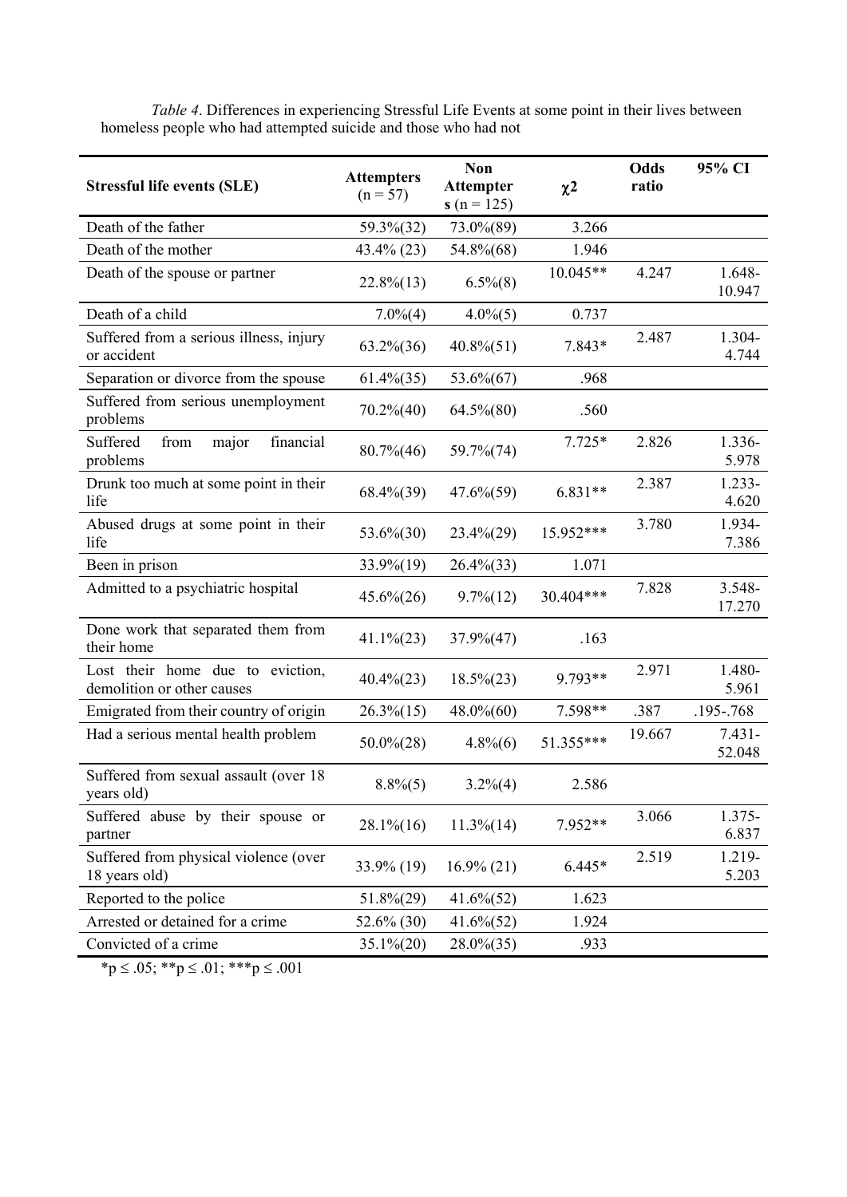*Table 4*. Differences in experiencing Stressful Life Events at some point in their lives between homeless people who had attempted suicide and those who had not

| Stressful life events (SLE) | Attempters (n = 57) | Non Attempters (n = 125) | $\chi 2$ | Odds ratio | 95% CI |
|---|---|---|---|---|---|
| Death of the father | 59.3%(32) | 73.0%(89) | 3.266 | | |
| Death of the mother | 43.4% (23) | 54.8%(68) | 1.946 | | |
| Death of the spouse or partner | 22.8%(13) | 6.5%(8) | 10.045** | 4.247 | 1.648-10.947 |
| Death of a child | 7.0%(4) | 4.0%(5) | 0.737 | | |
| Suffered from a serious illness, injury or accident | 63.2%(36) | 40.8%(51) | 7.843* | 2.487 | 1.304-4.744 |
| Separation or divorce from the spouse | 61.4%(35) | 53.6%(67) | .968 | | |
| Suffered from serious unemployment problems | 70.2%(40) | 64.5%(80) | .560 | | |
| Suffered from major financial problems | 80.7%(46) | 59.7%(74) | 7.725* | 2.826 | 1.336-5.978 |
| Drunk too much at some point in their life | 68.4%(39) | 47.6%(59) | 6.831** | 2.387 | 1.233-4.620 |
| Abused drugs at some point in their life | 53.6%(30) | 23.4%(29) | 15.952*** | 3.780 | 1.934-7.386 |
| Been in prison | 33.9%(19) | 26.4%(33) | 1.071 | | |
| Admitted to a psychiatric hospital | 45.6%(26) | 9.7%(12) | 30.404*** | 7.828 | 3.548-17.270 |
| Done work that separated them from their home | 41.1%(23) | 37.9%(47) | .163 | | |
| Lost their home due to eviction, demolition or other causes | 40.4%(23) | 18.5%(23) | 9.793** | 2.971 | 1.480-5.961 |
| Emigrated from their country of origin | 26.3%(15) | 48.0%(60) | 7.598** | .387 | .195-.768 |
| Had a serious mental health problem | 50.0%(28) | 4.8%(6) | 51.355*** | 19.667 | 7.431-52.048 |
| Suffered from sexual assault (over 18 years old) | 8.8%(5) | 3.2%(4) | 2.586 | | |
| Suffered abuse by their spouse or partner | 28.1%(16) | 11.3%(14) | 7.952** | 3.066 | 1.375-6.837 |
| Suffered from physical violence (over 18 years old) | 33.9% (19) | 16.9% (21) | 6.445* | 2.519 | 1.219-5.203 |
| Reported to the police | 51.8%(29) | 41.6%(52) | 1.623 | | |
| Arrested or detained for a crime | 52.6% (30) | 41.6%(52) | 1.924 | | |
| Convicted of a crime | 35.1%(20) | 28.0%(35) | .933 | | |

*$p \leq .05$; **$p \leq .01$; ***$p \leq .001$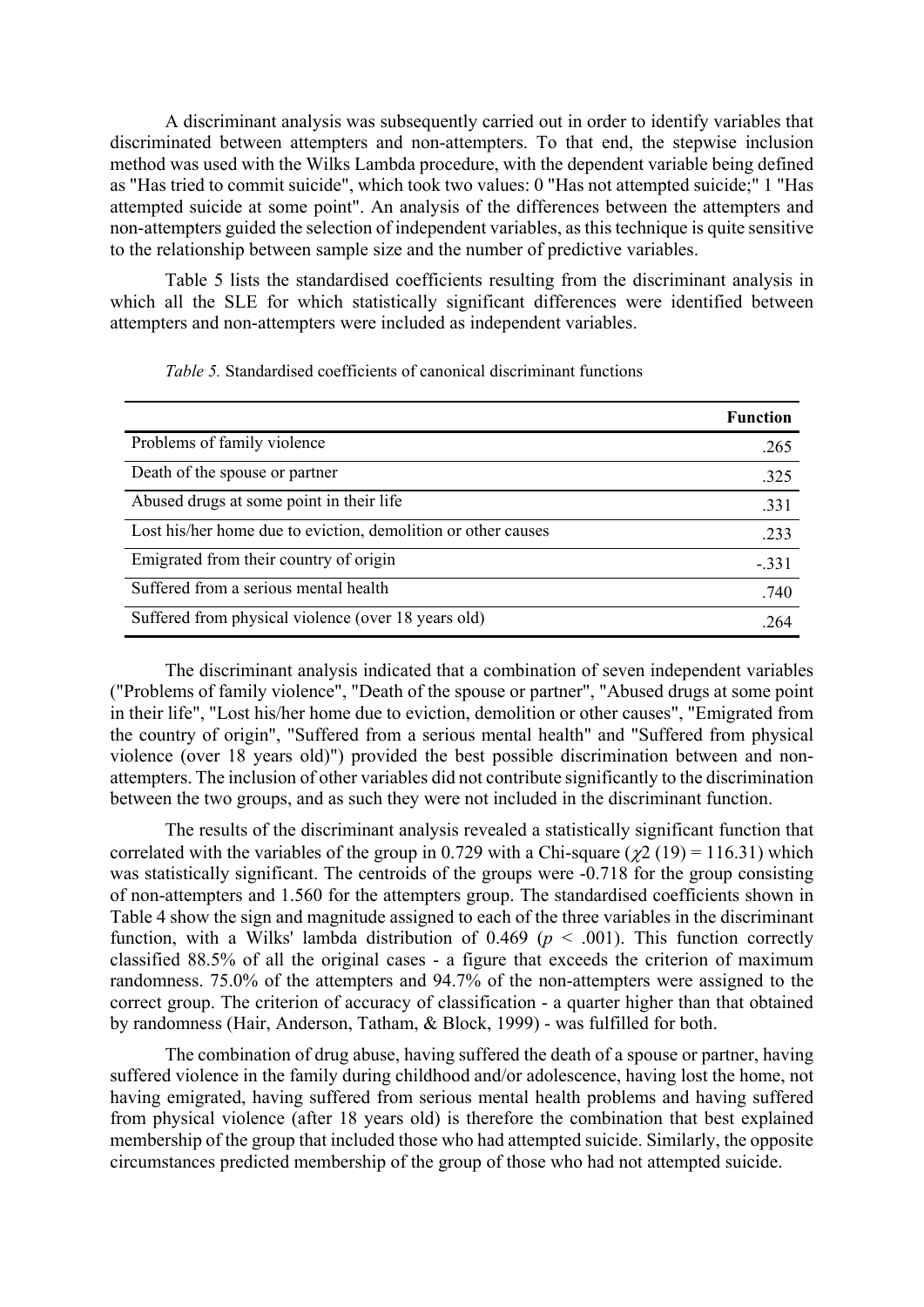A discriminant analysis was subsequently carried out in order to identify variables that discriminated between attempters and non-attempters. To that end, the stepwise inclusion method was used with the Wilks Lambda procedure, with the dependent variable being defined as "Has tried to commit suicide", which took two values: 0 "Has not attempted suicide;" 1 "Has attempted suicide at some point". An analysis of the differences between the attempters and non-attempters guided the selection of independent variables, as this technique is quite sensitive to the relationship between sample size and the number of predictive variables.

Table 5 lists the standardised coefficients resulting from the discriminant analysis in which all the SLE for which statistically significant differences were identified between attempters and non-attempters were included as independent variables.

*Table 5.* Standardised coefficients of canonical discriminant functions

| | **Function** |
|---|---|
| Problems of family violence | .265 |
| Death of the spouse or partner | .325 |
| Abused drugs at some point in their life | .331 |
| Lost his/her home due to eviction, demolition or other causes | .233 |
| Emigrated from their country of origin | -.331 |
| Suffered from a serious mental health | .740 |
| Suffered from physical violence (over 18 years old) | .264 |

The discriminant analysis indicated that a combination of seven independent variables ("Problems of family violence", "Death of the spouse or partner", "Abused drugs at some point in their life", "Lost his/her home due to eviction, demolition or other causes", "Emigrated from the country of origin", "Suffered from a serious mental health" and "Suffered from physical violence (over 18 years old)") provided the best possible discrimination between and non-attempters. The inclusion of other variables did not contribute significantly to the discrimination between the two groups, and as such they were not included in the discriminant function.

The results of the discriminant analysis revealed a statistically significant function that correlated with the variables of the group in 0.729 with a Chi-square ($\chi 2$ (19) = 116.31) which was statistically significant. The centroids of the groups were -0.718 for the group consisting of non-attempters and 1.560 for the attempters group. The standardised coefficients shown in Table 4 show the sign and magnitude assigned to each of the three variables in the discriminant function, with a Wilks' lambda distribution of 0.469 ($p$ < .001). This function correctly classified 88.5% of all the original cases - a figure that exceeds the criterion of maximum randomness. 75.0% of the attempters and 94.7% of the non-attempters were assigned to the correct group. The criterion of accuracy of classification - a quarter higher than that obtained by randomness (Hair, Anderson, Tatham, & Block, 1999) - was fulfilled for both.

The combination of drug abuse, having suffered the death of a spouse or partner, having suffered violence in the family during childhood and/or adolescence, having lost the home, not having emigrated, having suffered from serious mental health problems and having suffered from physical violence (after 18 years old) is therefore the combination that best explained membership of the group that included those who had attempted suicide. Similarly, the opposite circumstances predicted membership of the group of those who had not attempted suicide.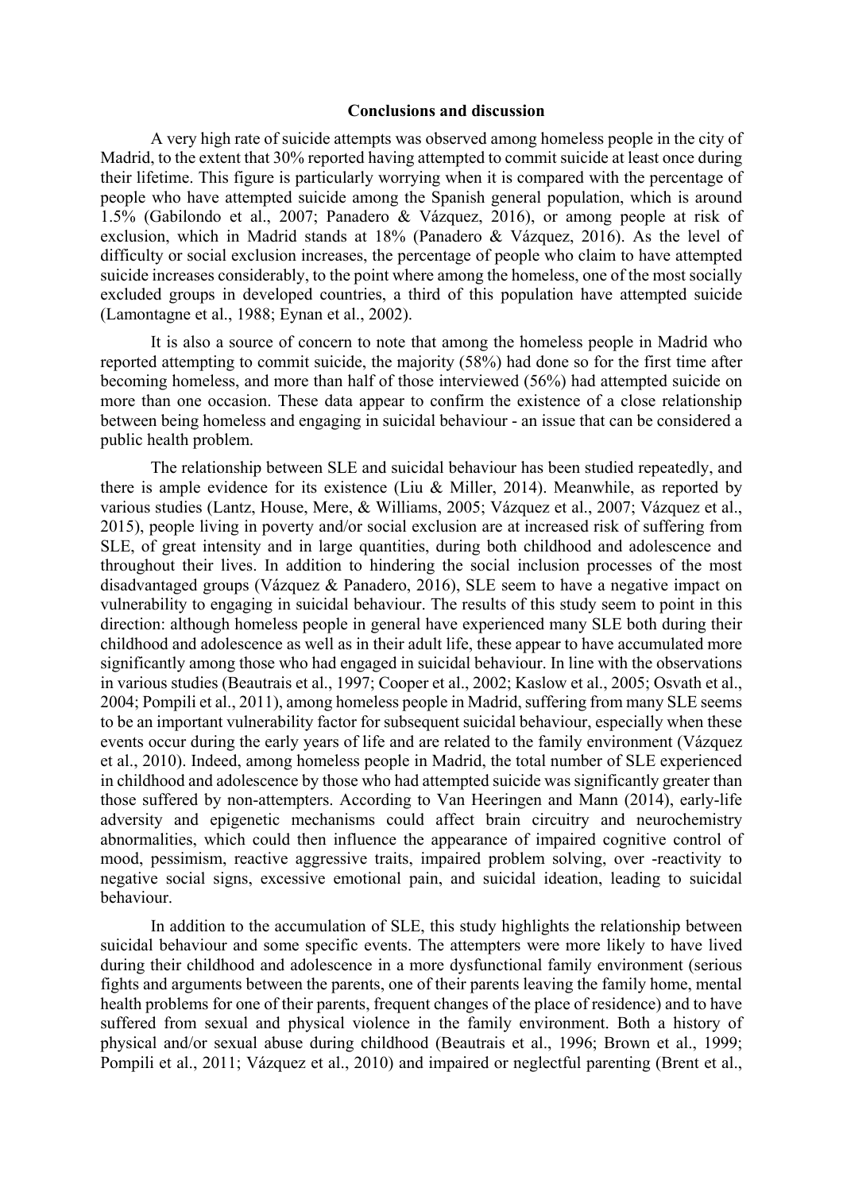## Conclusions and discussion

A very high rate of suicide attempts was observed among homeless people in the city of Madrid, to the extent that 30% reported having attempted to commit suicide at least once during their lifetime. This figure is particularly worrying when it is compared with the percentage of people who have attempted suicide among the Spanish general population, which is around 1.5% (Gabilondo et al., 2007; Panadero & Vázquez, 2016), or among people at risk of exclusion, which in Madrid stands at 18% (Panadero & Vázquez, 2016). As the level of difficulty or social exclusion increases, the percentage of people who claim to have attempted suicide increases considerably, to the point where among the homeless, one of the most socially excluded groups in developed countries, a third of this population have attempted suicide (Lamontagne et al., 1988; Eynan et al., 2002).

It is also a source of concern to note that among the homeless people in Madrid who reported attempting to commit suicide, the majority (58%) had done so for the first time after becoming homeless, and more than half of those interviewed (56%) had attempted suicide on more than one occasion. These data appear to confirm the existence of a close relationship between being homeless and engaging in suicidal behaviour - an issue that can be considered a public health problem.

The relationship between SLE and suicidal behaviour has been studied repeatedly, and there is ample evidence for its existence (Liu & Miller, 2014). Meanwhile, as reported by various studies (Lantz, House, Mere, & Williams, 2005; Vázquez et al., 2007; Vázquez et al., 2015), people living in poverty and/or social exclusion are at increased risk of suffering from SLE, of great intensity and in large quantities, during both childhood and adolescence and throughout their lives. In addition to hindering the social inclusion processes of the most disadvantaged groups (Vázquez & Panadero, 2016), SLE seem to have a negative impact on vulnerability to engaging in suicidal behaviour. The results of this study seem to point in this direction: although homeless people in general have experienced many SLE both during their childhood and adolescence as well as in their adult life, these appear to have accumulated more significantly among those who had engaged in suicidal behaviour. In line with the observations in various studies (Beautrais et al., 1997; Cooper et al., 2002; Kaslow et al., 2005; Osvath et al., 2004; Pompili et al., 2011), among homeless people in Madrid, suffering from many SLE seems to be an important vulnerability factor for subsequent suicidal behaviour, especially when these events occur during the early years of life and are related to the family environment (Vázquez et al., 2010). Indeed, among homeless people in Madrid, the total number of SLE experienced in childhood and adolescence by those who had attempted suicide was significantly greater than those suffered by non-attempters. According to Van Heeringen and Mann (2014), early-life adversity and epigenetic mechanisms could affect brain circuitry and neurochemistry abnormalities, which could then influence the appearance of impaired cognitive control of mood, pessimism, reactive aggressive traits, impaired problem solving, over -reactivity to negative social signs, excessive emotional pain, and suicidal ideation, leading to suicidal behaviour.

In addition to the accumulation of SLE, this study highlights the relationship between suicidal behaviour and some specific events. The attempters were more likely to have lived during their childhood and adolescence in a more dysfunctional family environment (serious fights and arguments between the parents, one of their parents leaving the family home, mental health problems for one of their parents, frequent changes of the place of residence) and to have suffered from sexual and physical violence in the family environment. Both a history of physical and/or sexual abuse during childhood (Beautrais et al., 1996; Brown et al., 1999; Pompili et al., 2011; Vázquez et al., 2010) and impaired or neglectful parenting (Brent et al.,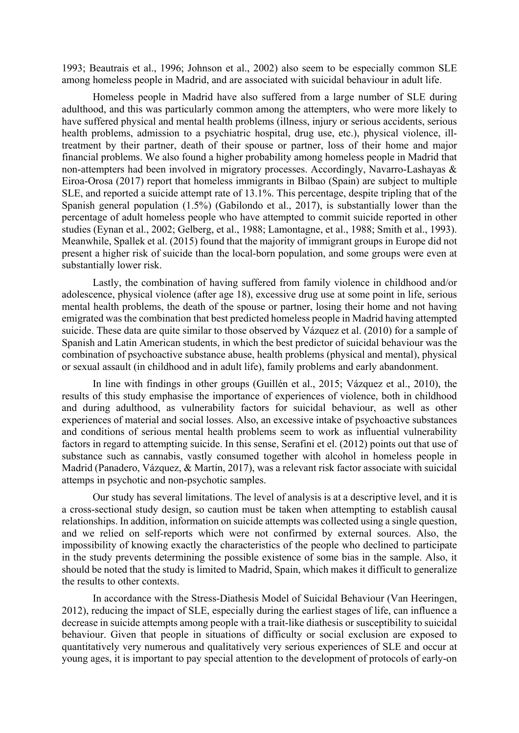1993; Beautrais et al., 1996; Johnson et al., 2002) also seem to be especially common SLE among homeless people in Madrid, and are associated with suicidal behaviour in adult life.

Homeless people in Madrid have also suffered from a large number of SLE during adulthood, and this was particularly common among the attempters, who were more likely to have suffered physical and mental health problems (illness, injury or serious accidents, serious health problems, admission to a psychiatric hospital, drug use, etc.), physical violence, ill-treatment by their partner, death of their spouse or partner, loss of their home and major financial problems. We also found a higher probability among homeless people in Madrid that non-attempters had been involved in migratory processes. Accordingly, Navarro-Lashayas & Eiroa-Orosa (2017) report that homeless immigrants in Bilbao (Spain) are subject to multiple SLE, and reported a suicide attempt rate of 13.1%. This percentage, despite tripling that of the Spanish general population (1.5%) (Gabilondo et al., 2017), is substantially lower than the percentage of adult homeless people who have attempted to commit suicide reported in other studies (Eynan et al., 2002; Gelberg, et al., 1988; Lamontagne, et al., 1988; Smith et al., 1993). Meanwhile, Spallek et al. (2015) found that the majority of immigrant groups in Europe did not present a higher risk of suicide than the local-born population, and some groups were even at substantially lower risk.

Lastly, the combination of having suffered from family violence in childhood and/or adolescence, physical violence (after age 18), excessive drug use at some point in life, serious mental health problems, the death of the spouse or partner, losing their home and not having emigrated was the combination that best predicted homeless people in Madrid having attempted suicide. These data are quite similar to those observed by Vázquez et al. (2010) for a sample of Spanish and Latin American students, in which the best predictor of suicidal behaviour was the combination of psychoactive substance abuse, health problems (physical and mental), physical or sexual assault (in childhood and in adult life), family problems and early abandonment.

In line with findings in other groups (Guillén et al., 2015; Vázquez et al., 2010), the results of this study emphasise the importance of experiences of violence, both in childhood and during adulthood, as vulnerability factors for suicidal behaviour, as well as other experiences of material and social losses. Also, an excessive intake of psychoactive substances and conditions of serious mental health problems seem to work as influential vulnerability factors in regard to attempting suicide. In this sense, Serafini et el. (2012) points out that use of substance such as cannabis, vastly consumed together with alcohol in homeless people in Madrid (Panadero, Vázquez, & Martín, 2017), was a relevant risk factor associate with suicidal attemps in psychotic and non-psychotic samples.

Our study has several limitations. The level of analysis is at a descriptive level, and it is a cross-sectional study design, so caution must be taken when attempting to establish causal relationships. In addition, information on suicide attempts was collected using a single question, and we relied on self-reports which were not confirmed by external sources. Also, the impossibility of knowing exactly the characteristics of the people who declined to participate in the study prevents determining the possible existence of some bias in the sample. Also, it should be noted that the study is limited to Madrid, Spain, which makes it difficult to generalize the results to other contexts.

In accordance with the Stress-Diathesis Model of Suicidal Behaviour (Van Heeringen, 2012), reducing the impact of SLE, especially during the earliest stages of life, can influence a decrease in suicide attempts among people with a trait-like diathesis or susceptibility to suicidal behaviour. Given that people in situations of difficulty or social exclusion are exposed to quantitatively very numerous and qualitatively very serious experiences of SLE and occur at young ages, it is important to pay special attention to the development of protocols of early-on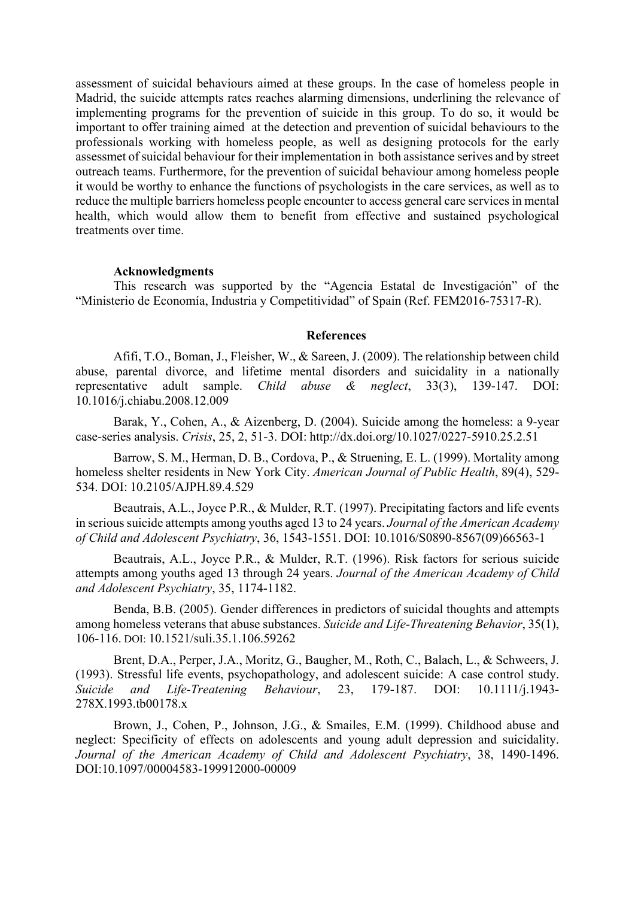assessment of suicidal behaviours aimed at these groups. In the case of homeless people in Madrid, the suicide attempts rates reaches alarming dimensions, underlining the relevance of implementing programs for the prevention of suicide in this group. To do so, it would be important to offer training aimed at the detection and prevention of suicidal behaviours to the professionals working with homeless people, as well as designing protocols for the early assessmet of suicidal behaviour for their implementation in both assistance serives and by street outreach teams. Furthermore, for the prevention of suicidal behaviour among homeless people it would be worthy to enhance the functions of psychologists in the care services, as well as to reduce the multiple barriers homeless people encounter to access general care services in mental health, which would allow them to benefit from effective and sustained psychological treatments over time.

**Acknowledgments**

This research was supported by the “Agencia Estatal de Investigación” of the “Ministerio de Economía, Industria y Competitividad” of Spain (Ref. FEM2016-75317-R).

## References

Afifi, T.O., Boman, J., Fleisher, W., & Sareen, J. (2009). The relationship between child abuse, parental divorce, and lifetime mental disorders and suicidality in a nationally representative adult sample. *Child abuse & neglect*, 33(3), 139-147. DOI: 10.1016/j.chiabu.2008.12.009

Barak, Y., Cohen, A., & Aizenberg, D. (2004). Suicide among the homeless: a 9-year case-series analysis. *Crisis*, 25, 2, 51-3. DOI: http://dx.doi.org/10.1027/0227-5910.25.2.51

Barrow, S. M., Herman, D. B., Cordova, P., & Struening, E. L. (1999). Mortality among homeless shelter residents in New York City. *American Journal of Public Health*, 89(4), 529-534. DOI: 10.2105/AJPH.89.4.529

Beautrais, A.L., Joyce P.R., & Mulder, R.T. (1997). Precipitating factors and life events in serious suicide attempts among youths aged 13 to 24 years. *Journal of the American Academy of Child and Adolescent Psychiatry*, 36, 1543-1551. DOI: 10.1016/S0890-8567(09)66563-1

Beautrais, A.L., Joyce P.R., & Mulder, R.T. (1996). Risk factors for serious suicide attempts among youths aged 13 through 24 years. *Journal of the American Academy of Child and Adolescent Psychiatry*, 35, 1174-1182.

Benda, B.B. (2005). Gender differences in predictors of suicidal thoughts and attempts among homeless veterans that abuse substances. *Suicide and Life-Threatening Behavior*, 35(1), 106-116. DOI: 10.1521/suli.35.1.106.59262

Brent, D.A., Perper, J.A., Moritz, G., Baugher, M., Roth, C., Balach, L., & Schweers, J. (1993). Stressful life events, psychopathology, and adolescent suicide: A case control study. *Suicide and Life-Treatening Behaviour*, 23, 179-187. DOI: 10.1111/j.1943-278X.1993.tb00178.x

Brown, J., Cohen, P., Johnson, J.G., & Smailes, E.M. (1999). Childhood abuse and neglect: Specificity of effects on adolescents and young adult depression and suicidality. *Journal of the American Academy of Child and Adolescent Psychiatry*, 38, 1490-1496. DOI:10.1097/00004583-199912000-00009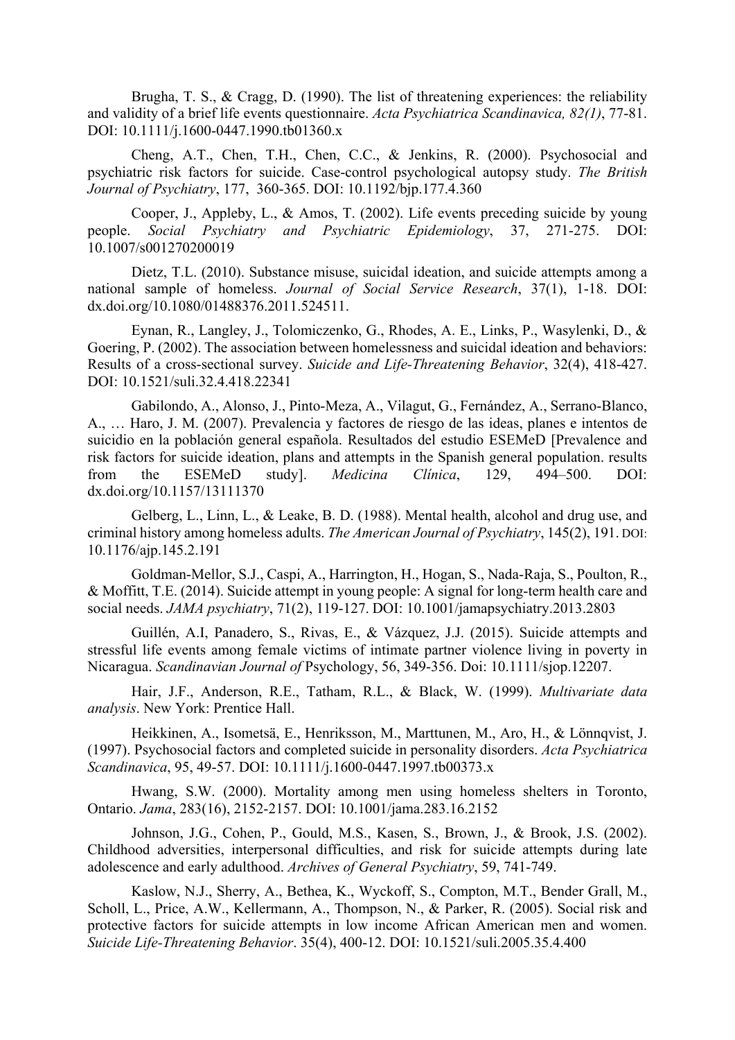Brugha, T. S., & Cragg, D. (1990). The list of threatening experiences: the reliability and validity of a brief life events questionnaire. *Acta Psychiatrica Scandinavica, 82(1)*, 77-81. DOI: 10.1111/j.1600-0447.1990.tb01360.x

Cheng, A.T., Chen, T.H., Chen, C.C., & Jenkins, R. (2000). Psychosocial and psychiatric risk factors for suicide. Case-control psychological autopsy study. *The British Journal of Psychiatry*, 177, 360-365. DOI: 10.1192/bjp.177.4.360

Cooper, J., Appleby, L., & Amos, T. (2002). Life events preceding suicide by young people. *Social Psychiatry and Psychiatric Epidemiology*, 37, 271-275. DOI: 10.1007/s001270200019

Dietz, T.L. (2010). Substance misuse, suicidal ideation, and suicide attempts among a national sample of homeless. *Journal of Social Service Research*, 37(1), 1-18. DOI: dx.doi.org/10.1080/01488376.2011.524511.

Eynan, R., Langley, J., Tolomiczenko, G., Rhodes, A. E., Links, P., Wasylenki, D., & Goering, P. (2002). The association between homelessness and suicidal ideation and behaviors: Results of a cross-sectional survey. *Suicide and Life-Threatening Behavior*, 32(4), 418-427. DOI: 10.1521/suli.32.4.418.22341

Gabilondo, A., Alonso, J., Pinto-Meza, A., Vilagut, G., Fernández, A., Serrano-Blanco, A., … Haro, J. M. (2007). Prevalencia y factores de riesgo de las ideas, planes e intentos de suicidio en la población general española. Resultados del estudio ESEMeD [Prevalence and risk factors for suicide ideation, plans and attempts in the Spanish general population. results from the ESEMeD study]. *Medicina Clínica*, 129, 494–500. DOI: dx.doi.org/10.1157/13111370

Gelberg, L., Linn, L., & Leake, B. D. (1988). Mental health, alcohol and drug use, and criminal history among homeless adults. *The American Journal of Psychiatry*, 145(2), 191. DOI: 10.1176/ajp.145.2.191

Goldman-Mellor, S.J., Caspi, A., Harrington, H., Hogan, S., Nada-Raja, S., Poulton, R., & Moffitt, T.E. (2014). Suicide attempt in young people: A signal for long-term health care and social needs. *JAMA psychiatry*, 71(2), 119-127. DOI: 10.1001/jamapsychiatry.2013.2803

Guillén, A.I, Panadero, S., Rivas, E., & Vázquez, J.J. (2015). Suicide attempts and stressful life events among female victims of intimate partner violence living in poverty in Nicaragua. *Scandinavian Journal of* Psychology, 56, 349-356. Doi: 10.1111/sjop.12207.

Hair, J.F., Anderson, R.E., Tatham, R.L., & Black, W. (1999). *Multivariate data analysis*. New York: Prentice Hall.

Heikkinen, A., Isometsä, E., Henriksson, M., Marttunen, M., Aro, H., & Lönnqvist, J. (1997). Psychosocial factors and completed suicide in personality disorders. *Acta Psychiatrica Scandinavica*, 95, 49-57. DOI: 10.1111/j.1600-0447.1997.tb00373.x

Hwang, S.W. (2000). Mortality among men using homeless shelters in Toronto, Ontario. *Jama*, 283(16), 2152-2157. DOI: 10.1001/jama.283.16.2152

Johnson, J.G., Cohen, P., Gould, M.S., Kasen, S., Brown, J., & Brook, J.S. (2002). Childhood adversities, interpersonal difficulties, and risk for suicide attempts during late adolescence and early adulthood. *Archives of General Psychiatry*, 59, 741-749.

Kaslow, N.J., Sherry, A., Bethea, K., Wyckoff, S., Compton, M.T., Bender Grall, M., Scholl, L., Price, A.W., Kellermann, A., Thompson, N., & Parker, R. (2005). Social risk and protective factors for suicide attempts in low income African American men and women. *Suicide Life-Threatening Behavior*. 35(4), 400-12. DOI: 10.1521/suli.2005.35.4.400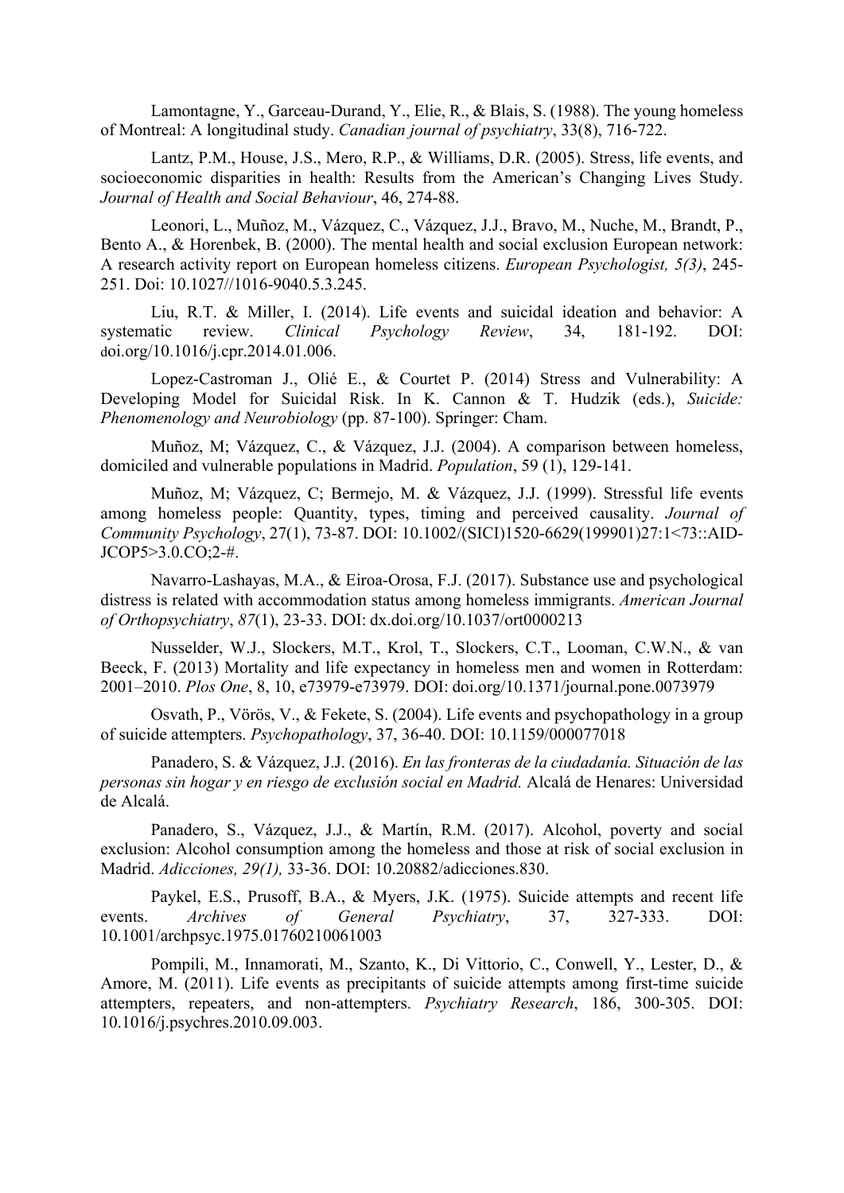Lamontagne, Y., Garceau-Durand, Y., Elie, R., & Blais, S. (1988). The young homeless of Montreal: A longitudinal study. *Canadian journal of psychiatry*, 33(8), 716-722.

Lantz, P.M., House, J.S., Mero, R.P., & Williams, D.R. (2005). Stress, life events, and socioeconomic disparities in health: Results from the American's Changing Lives Study. *Journal of Health and Social Behaviour*, 46, 274-88.

Leonori, L., Muñoz, M., Vázquez, C., Vázquez, J.J., Bravo, M., Nuche, M., Brandt, P., Bento A., & Horenbek, B. (2000). The mental health and social exclusion European network: A research activity report on European homeless citizens. *European Psychologist, 5(3)*, 245-251. Doi: 10.1027//1016-9040.5.3.245.

Liu, R.T. & Miller, I. (2014). Life events and suicidal ideation and behavior: A systematic review. *Clinical Psychology Review*, 34, 181-192. DOI: doi.org/10.1016/j.cpr.2014.01.006.

Lopez-Castroman J., Olié E., & Courtet P. (2014) Stress and Vulnerability: A Developing Model for Suicidal Risk. In K. Cannon & T. Hudzik (eds.), *Suicide: Phenomenology and Neurobiology* (pp. 87-100). Springer: Cham.

Muñoz, M; Vázquez, C., & Vázquez, J.J. (2004). A comparison between homeless, domiciled and vulnerable populations in Madrid. *Population*, 59 (1), 129-141.

Muñoz, M; Vázquez, C; Bermejo, M. & Vázquez, J.J. (1999). Stressful life events among homeless people: Quantity, types, timing and perceived causality. *Journal of Community Psychology*, 27(1), 73-87. DOI: 10.1002/(SICI)1520-6629(199901)27:1<73::AID-JCOP5>3.0.CO;2-#.

Navarro-Lashayas, M.A., & Eiroa-Orosa, F.J. (2017). Substance use and psychological distress is related with accommodation status among homeless immigrants. *American Journal of Orthopsychiatry*, *87*(1), 23-33. DOI: dx.doi.org/10.1037/ort0000213

Nusselder, W.J., Slockers, M.T., Krol, T., Slockers, C.T., Looman, C.W.N., & van Beeck, F. (2013) Mortality and life expectancy in homeless men and women in Rotterdam: 2001–2010. *Plos One*, 8, 10, e73979-e73979. DOI: doi.org/10.1371/journal.pone.0073979

Osvath, P., Vörös, V., & Fekete, S. (2004). Life events and psychopathology in a group of suicide attempters. *Psychopathology*, 37, 36-40. DOI: 10.1159/000077018

Panadero, S. & Vázquez, J.J. (2016). *En las fronteras de la ciudadanía. Situación de las personas sin hogar y en riesgo de exclusión social en Madrid.* Alcalá de Henares: Universidad de Alcalá.

Panadero, S., Vázquez, J.J., & Martín, R.M. (2017). Alcohol, poverty and social exclusion: Alcohol consumption among the homeless and those at risk of social exclusion in Madrid. *Adicciones, 29(1),* 33-36. DOI: 10.20882/adicciones.830.

Paykel, E.S., Prusoff, B.A., & Myers, J.K. (1975). Suicide attempts and recent life events. *Archives of General Psychiatry*, 37, 327-333. DOI: 10.1001/archpsyc.1975.01760210061003

Pompili, M., Innamorati, M., Szanto, K., Di Vittorio, C., Conwell, Y., Lester, D., & Amore, M. (2011). Life events as precipitants of suicide attempts among first-time suicide attempters, repeaters, and non-attempters. *Psychiatry Research*, 186, 300-305. DOI: 10.1016/j.psychres.2010.09.003.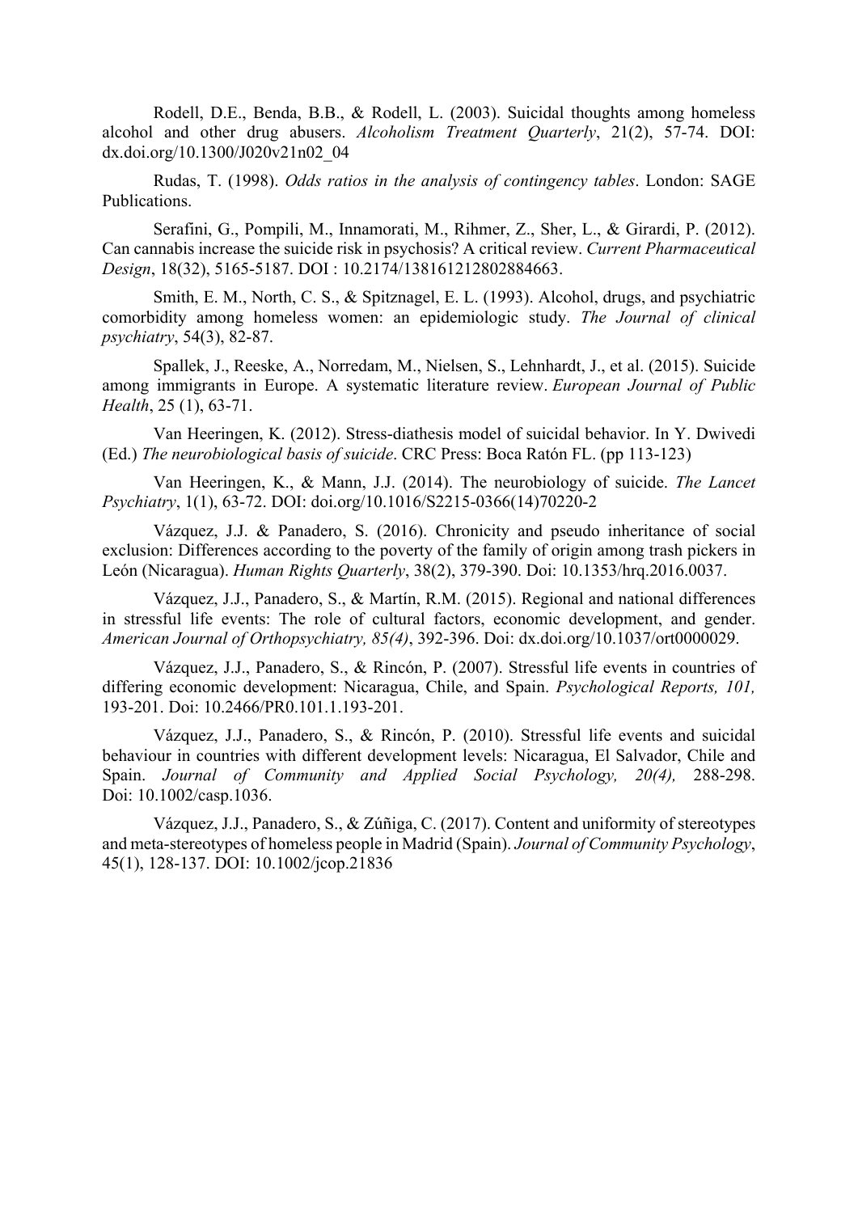Rodell, D.E., Benda, B.B., & Rodell, L. (2003). Suicidal thoughts among homeless alcohol and other drug abusers. *Alcoholism Treatment Quarterly*, 21(2), 57-74. DOI: dx.doi.org/10.1300/J020v21n02_04

Rudas, T. (1998). *Odds ratios in the analysis of contingency tables*. London: SAGE Publications.

Serafini, G., Pompili, M., Innamorati, M., Rihmer, Z., Sher, L., & Girardi, P. (2012). Can cannabis increase the suicide risk in psychosis? A critical review. *Current Pharmaceutical Design*, 18(32), 5165-5187. DOI : 10.2174/138161212802884663.

Smith, E. M., North, C. S., & Spitznagel, E. L. (1993). Alcohol, drugs, and psychiatric comorbidity among homeless women: an epidemiologic study. *The Journal of clinical psychiatry*, 54(3), 82-87.

Spallek, J., Reeske, A., Norredam, M., Nielsen, S., Lehnhardt, J., et al. (2015). Suicide among immigrants in Europe. A systematic literature review. *European Journal of Public Health*, 25 (1), 63-71.

Van Heeringen, K. (2012). Stress-diathesis model of suicidal behavior. In Y. Dwivedi (Ed.) *The neurobiological basis of suicide*. CRC Press: Boca Ratón FL. (pp 113-123)

Van Heeringen, K., & Mann, J.J. (2014). The neurobiology of suicide. *The Lancet Psychiatry*, 1(1), 63-72. DOI: doi.org/10.1016/S2215-0366(14)70220-2

Vázquez, J.J. & Panadero, S. (2016). Chronicity and pseudo inheritance of social exclusion: Differences according to the poverty of the family of origin among trash pickers in León (Nicaragua). *Human Rights Quarterly*, 38(2), 379-390. Doi: 10.1353/hrq.2016.0037.

Vázquez, J.J., Panadero, S., & Martín, R.M. (2015). Regional and national differences in stressful life events: The role of cultural factors, economic development, and gender. *American Journal of Orthopsychiatry, 85(4)*, 392-396. Doi: dx.doi.org/10.1037/ort0000029.

Vázquez, J.J., Panadero, S., & Rincón, P. (2007). Stressful life events in countries of differing economic development: Nicaragua, Chile, and Spain. *Psychological Reports, 101,* 193-201. Doi: 10.2466/PR0.101.1.193-201.

Vázquez, J.J., Panadero, S., & Rincón, P. (2010). Stressful life events and suicidal behaviour in countries with different development levels: Nicaragua, El Salvador, Chile and Spain. *Journal of Community and Applied Social Psychology, 20(4),* 288-298. Doi: 10.1002/casp.1036.

Vázquez, J.J., Panadero, S., & Zúñiga, C. (2017). Content and uniformity of stereotypes and meta-stereotypes of homeless people in Madrid (Spain). *Journal of Community Psychology*, 45(1), 128-137. DOI: 10.1002/jcop.21836